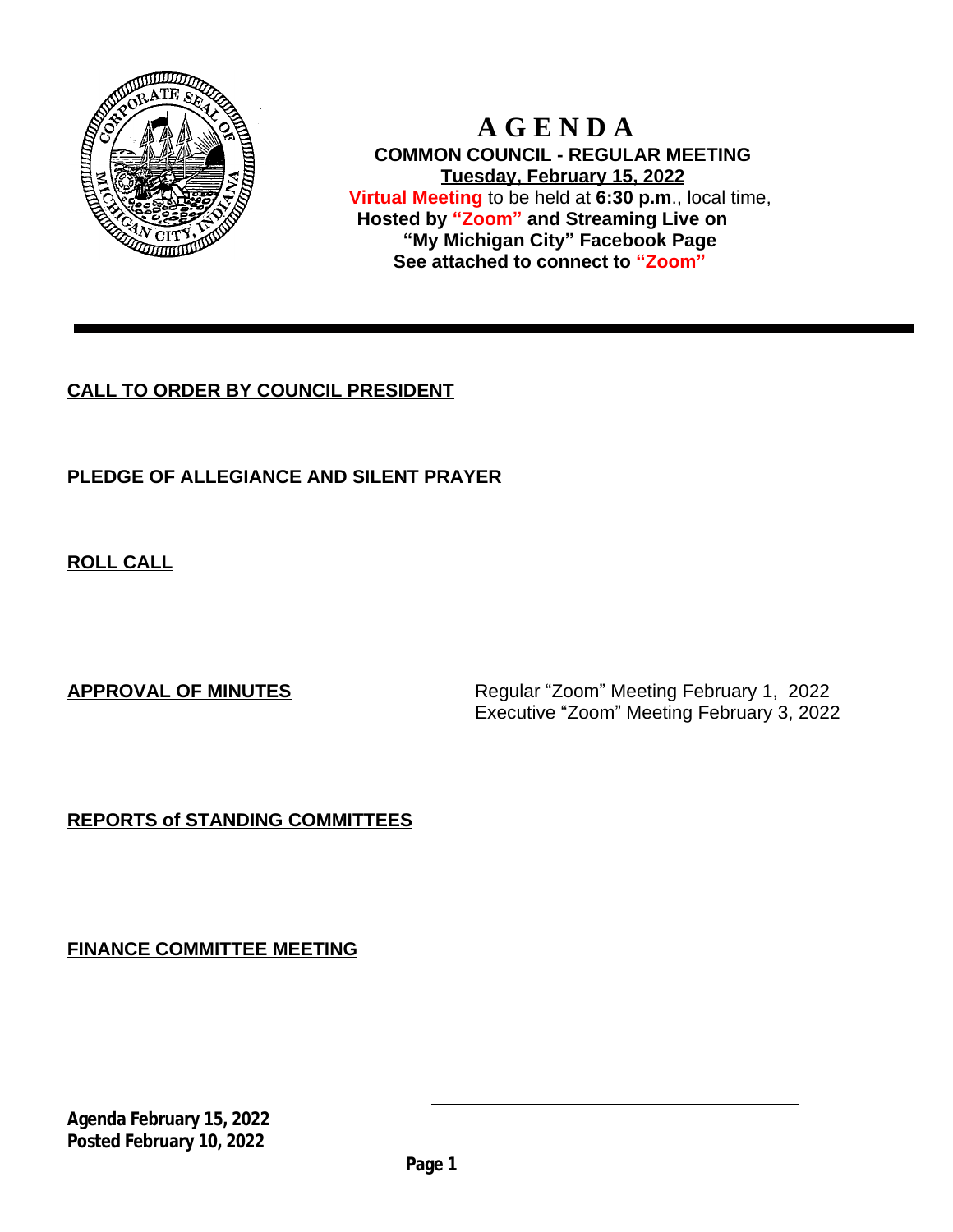# A G E N D A

**COMMON COUNCIL - REGULAR MEETING**

**Tuesday, February 15, 2022**

**Virtual Meeting** to be held at **6:30 p.m**., local time,

**Hosted by "Zoom" and Streaming Live on "My Michigan City" Facebook Page**

**See attached to connect to "Zoom"**

---

**CALL TO ORDER BY COUNCIL PRESIDENT**

**PLEDGE OF ALLEGIANCE AND SILENT PRAYER**

**ROLL CALL**

**APPROVAL OF MINUTES**

Regular "Zoom" Meeting February 1, 2022
Executive "Zoom" Meeting February 3, 2022

**REPORTS of STANDING COMMITTEES**

**FINANCE COMMITTEE MEETING**

**Agenda February 15, 2022**
**Posted February 10, 2022**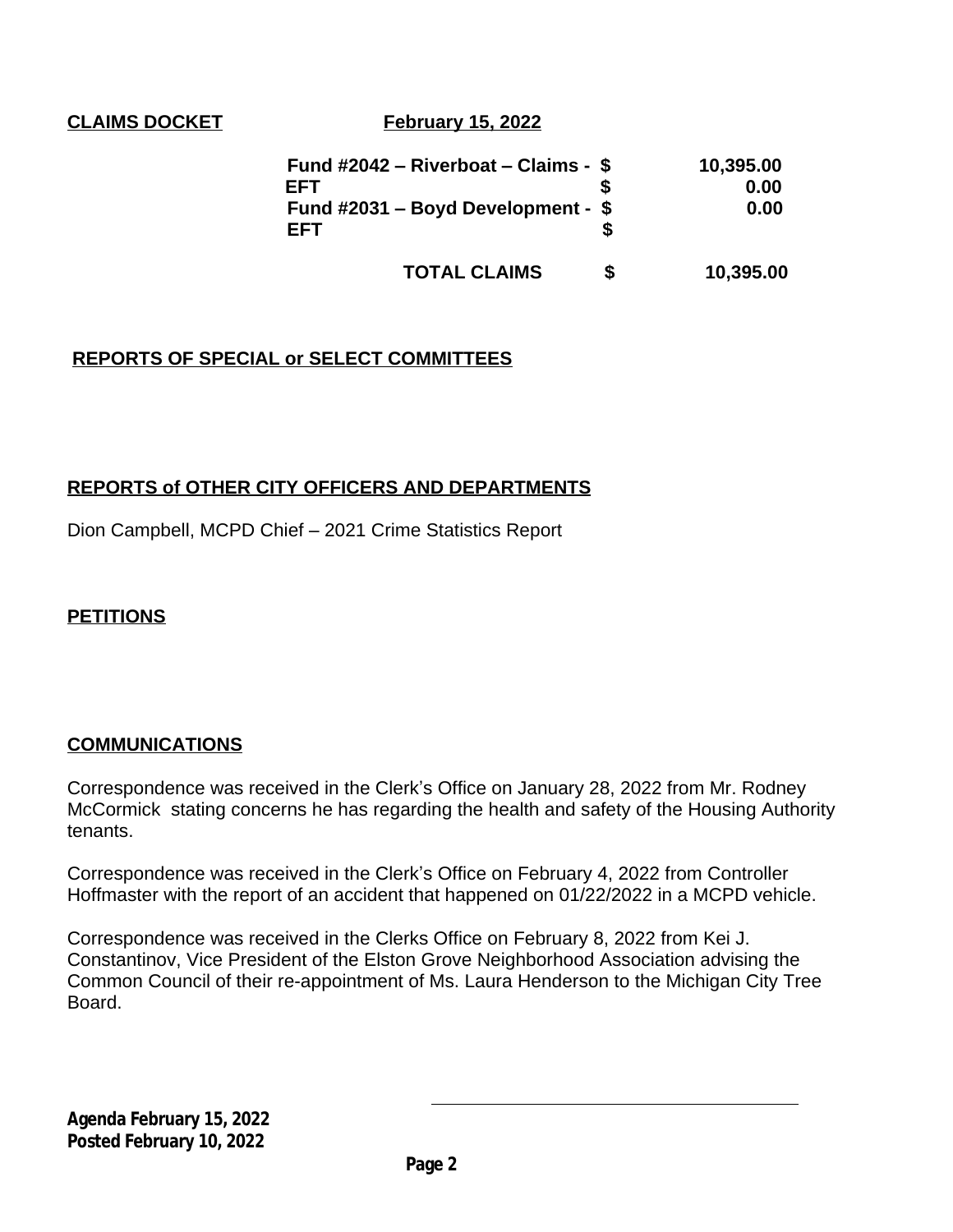**CLAIMS DOCKET** **February 15, 2022**

| | | |
|---|---|---|
| **Fund #2042 – Riverboat – Claims -** | **$** | **10,395.00** |
| **EFT** | **$** | **0.00** |
| **Fund #2031 – Boyd Development -** | **$** | **0.00** |
| **EFT** | **$** | |
| **TOTAL CLAIMS** | **$** | **10,395.00** |

## REPORTS OF SPECIAL or SELECT COMMITTEES

## REPORTS of OTHER CITY OFFICERS AND DEPARTMENTS

Dion Campbell, MCPD Chief – 2021 Crime Statistics Report

## PETITIONS

## COMMUNICATIONS

Correspondence was received in the Clerk's Office on January 28, 2022 from Mr. Rodney McCormick stating concerns he has regarding the health and safety of the Housing Authority tenants.

Correspondence was received in the Clerk's Office on February 4, 2022 from Controller Hoffmaster with the report of an accident that happened on 01/22/2022 in a MCPD vehicle.

Correspondence was received in the Clerks Office on February 8, 2022 from Kei J. Constantinov, Vice President of the Elston Grove Neighborhood Association advising the Common Council of their re-appointment of Ms. Laura Henderson to the Michigan City Tree Board.

**Agenda February 15, 2022**
**Posted February 10, 2022**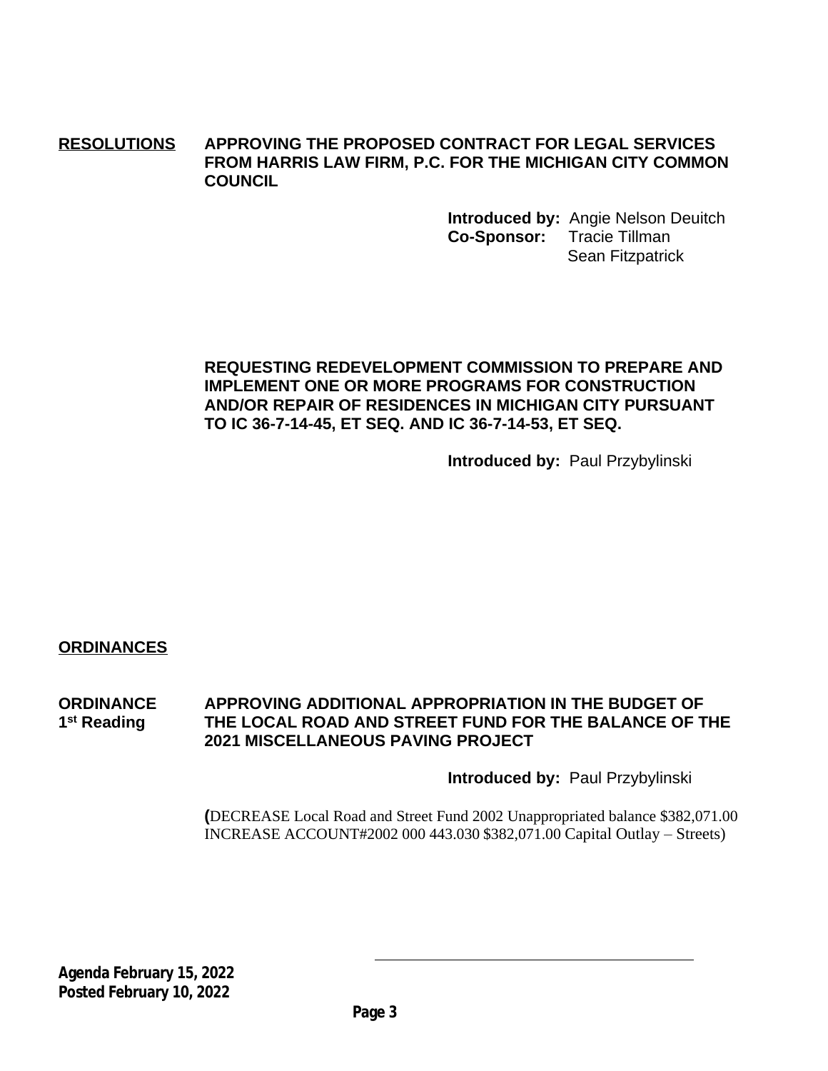**RESOLUTIONS** **APPROVING THE PROPOSED CONTRACT FOR LEGAL SERVICES FROM HARRIS LAW FIRM, P.C. FOR THE MICHIGAN CITY COMMON COUNCIL**

**Introduced by:** Angie Nelson Deuitch
**Co-Sponsor:** Tracie Tillman
Sean Fitzpatrick

**REQUESTING REDEVELOPMENT COMMISSION TO PREPARE AND IMPLEMENT ONE OR MORE PROGRAMS FOR CONSTRUCTION AND/OR REPAIR OF RESIDENCES IN MICHIGAN CITY PURSUANT TO IC 36-7-14-45, ET SEQ. AND IC 36-7-14-53, ET SEQ.**

**Introduced by:** Paul Przybylinski

**ORDINANCES**

**ORDINANCE 1st Reading** **APPROVING ADDITIONAL APPROPRIATION IN THE BUDGET OF THE LOCAL ROAD AND STREET FUND FOR THE BALANCE OF THE 2021 MISCELLANEOUS PAVING PROJECT**

**Introduced by:** Paul Przybylinski

(DECREASE Local Road and Street Fund 2002 Unappropriated balance $382,071.00 INCREASE ACCOUNT#2002 000 443.030 $382,071.00 Capital Outlay – Streets)

**Agenda February 15, 2022**
**Posted February 10, 2022**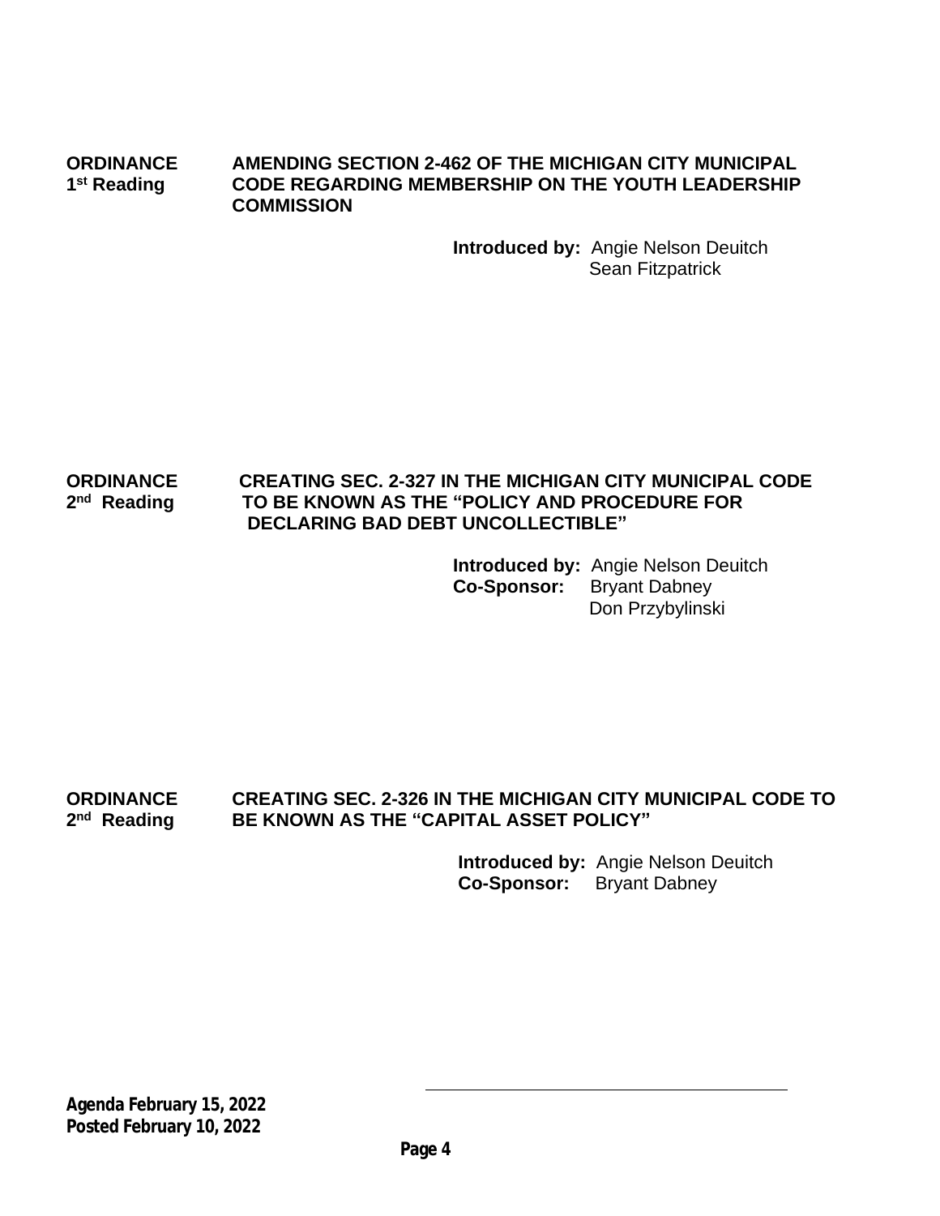**ORDINANCE** **AMENDING SECTION 2-462 OF THE MICHIGAN CITY MUNICIPAL CODE REGARDING MEMBERSHIP ON THE YOUTH LEADERSHIP COMMISSION**
**1st Reading**

**Introduced by:** Angie Nelson Deuitch
Sean Fitzpatrick

**ORDINANCE** **CREATING SEC. 2-327 IN THE MICHIGAN CITY MUNICIPAL CODE TO BE KNOWN AS THE "POLICY AND PROCEDURE FOR DECLARING BAD DEBT UNCOLLECTIBLE"**
**2nd Reading**

**Introduced by:** Angie Nelson Deuitch
**Co-Sponsor:** Bryant Dabney
Don Przybylinski

**ORDINANCE** **CREATING SEC. 2-326 IN THE MICHIGAN CITY MUNICIPAL CODE TO BE KNOWN AS THE "CAPITAL ASSET POLICY"**
**2nd Reading**

**Introduced by:** Angie Nelson Deuitch
**Co-Sponsor:** Bryant Dabney

**Agenda February 15, 2022**
**Posted February 10, 2022**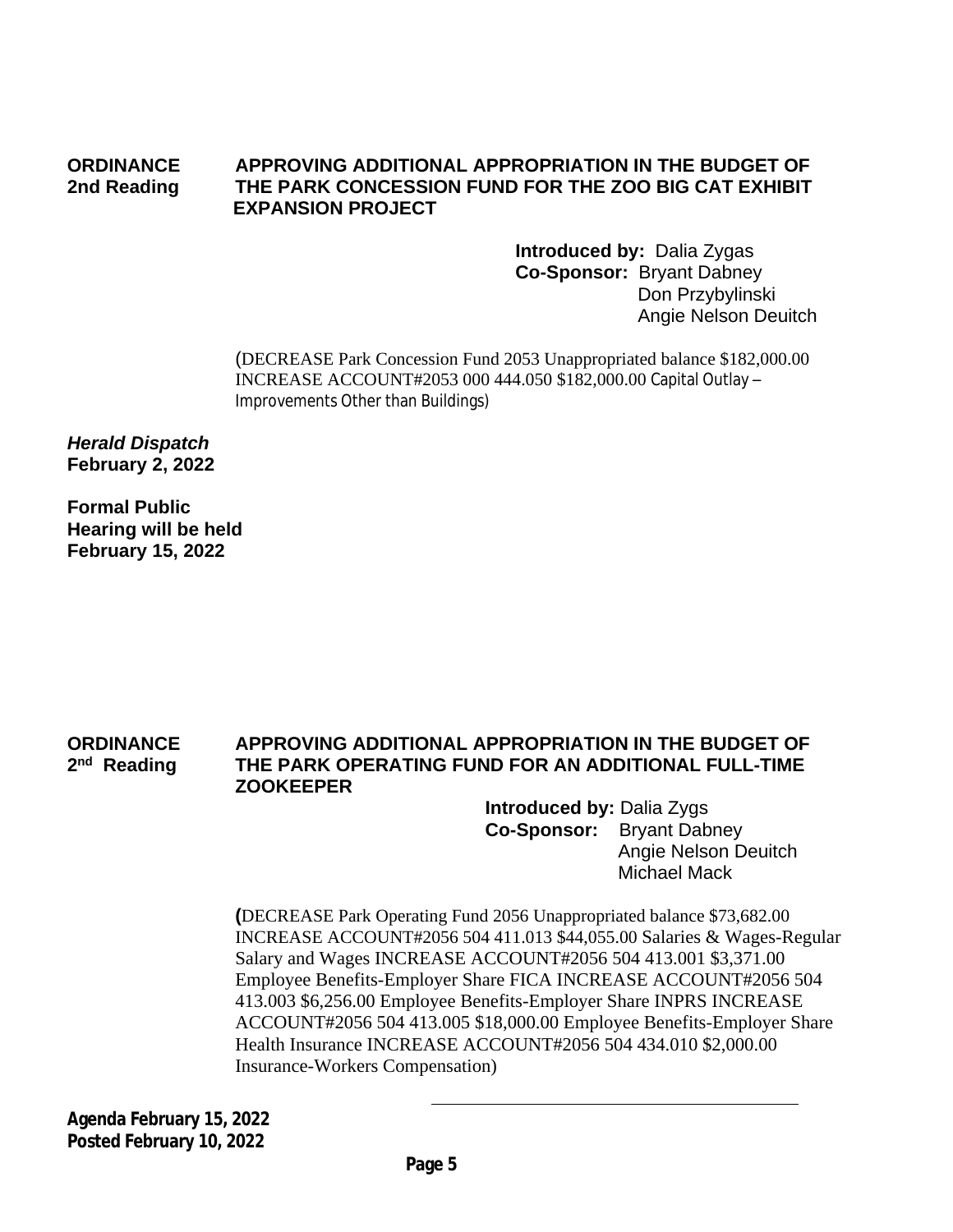**ORDINANCE 2nd Reading** **APPROVING ADDITIONAL APPROPRIATION IN THE BUDGET OF THE PARK CONCESSION FUND FOR THE ZOO BIG CAT EXHIBIT EXPANSION PROJECT**

**Introduced by:** Dalia Zygas
**Co-Sponsor:** Bryant Dabney
Don Przybylinski
Angie Nelson Deuitch

(DECREASE Park Concession Fund 2053 Unappropriated balance $182,000.00 INCREASE ACCOUNT#2053 000 444.050 $182,000.00 Capital Outlay – Improvements Other than Buildings)

***Herald Dispatch***
**February 2, 2022**

**Formal Public Hearing will be held February 15, 2022**

**ORDINANCE 2nd Reading** **APPROVING ADDITIONAL APPROPRIATION IN THE BUDGET OF THE PARK OPERATING FUND FOR AN ADDITIONAL FULL-TIME ZOOKEEPER**

**Introduced by:** Dalia Zygs
**Co-Sponsor:** Bryant Dabney
Angie Nelson Deuitch
Michael Mack

(DECREASE Park Operating Fund 2056 Unappropriated balance $73,682.00 INCREASE ACCOUNT#2056 504 411.013 $44,055.00 Salaries & Wages-Regular Salary and Wages INCREASE ACCOUNT#2056 504 413.001 $3,371.00 Employee Benefits-Employer Share FICA INCREASE ACCOUNT#2056 504 413.003 $6,256.00 Employee Benefits-Employer Share INPRS INCREASE ACCOUNT#2056 504 413.005 $18,000.00 Employee Benefits-Employer Share Health Insurance INCREASE ACCOUNT#2056 504 434.010 $2,000.00 Insurance-Workers Compensation)

**Agenda February 15, 2022**
**Posted February 10, 2022**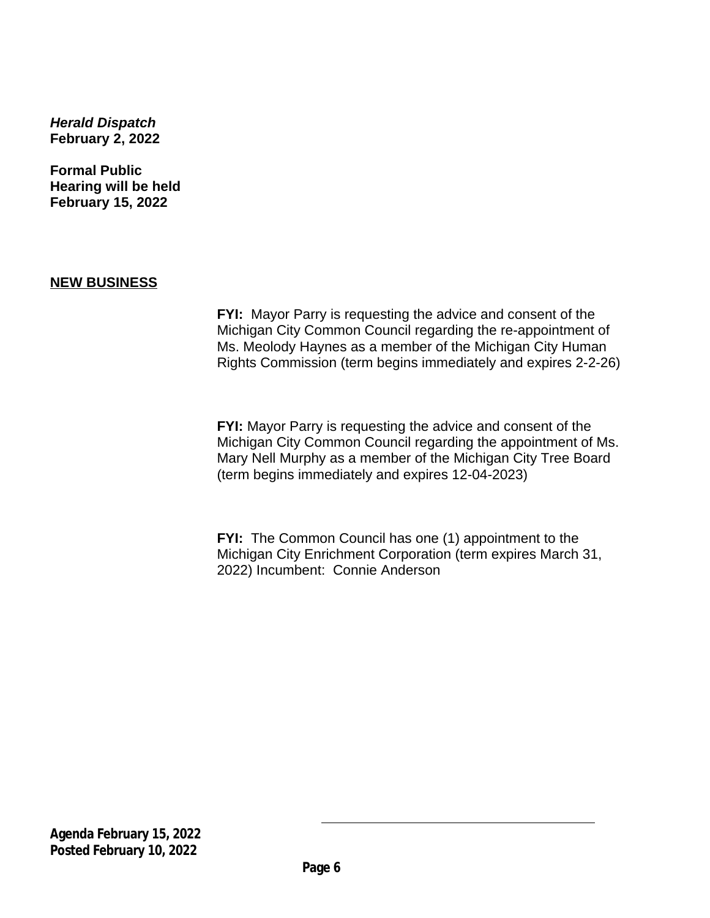***Herald Dispatch***
**February 2, 2022**

**Formal Public Hearing will be held February 15, 2022**

**NEW BUSINESS**

**FYI:** Mayor Parry is requesting the advice and consent of the Michigan City Common Council regarding the re-appointment of Ms. Meolody Haynes as a member of the Michigan City Human Rights Commission (term begins immediately and expires 2-2-26)

**FYI:** Mayor Parry is requesting the advice and consent of the Michigan City Common Council regarding the appointment of Ms. Mary Nell Murphy as a member of the Michigan City Tree Board (term begins immediately and expires 12-04-2023)

**FYI:** The Common Council has one (1) appointment to the Michigan City Enrichment Corporation (term expires March 31, 2022) Incumbent: Connie Anderson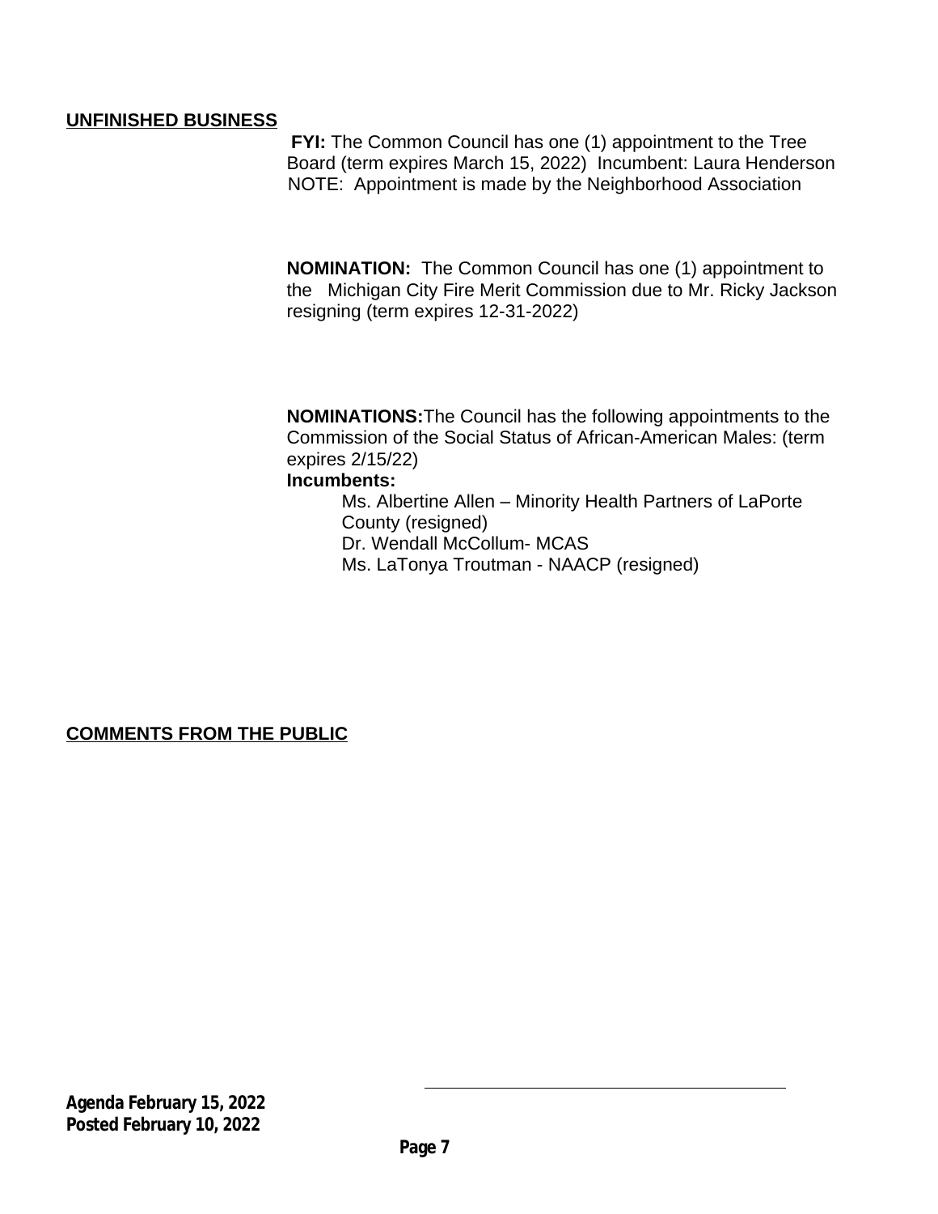**UNFINISHED BUSINESS**

**FYI:** The Common Council has one (1) appointment to the Tree Board (term expires March 15, 2022) Incumbent: Laura Henderson
NOTE: Appointment is made by the Neighborhood Association

**NOMINATION:** The Common Council has one (1) appointment to the Michigan City Fire Merit Commission due to Mr. Ricky Jackson resigning (term expires 12-31-2022)

**NOMINATIONS:** The Council has the following appointments to the Commission of the Social Status of African-American Males: (term expires 2/15/22)

**Incumbents:**

- Ms. Albertine Allen – Minority Health Partners of LaPorte County (resigned)
- Dr. Wendall McCollum- MCAS
- Ms. LaTonya Troutman - NAACP (resigned)

**COMMENTS FROM THE PUBLIC**

**Agenda February 15, 2022**
**Posted February 10, 2022**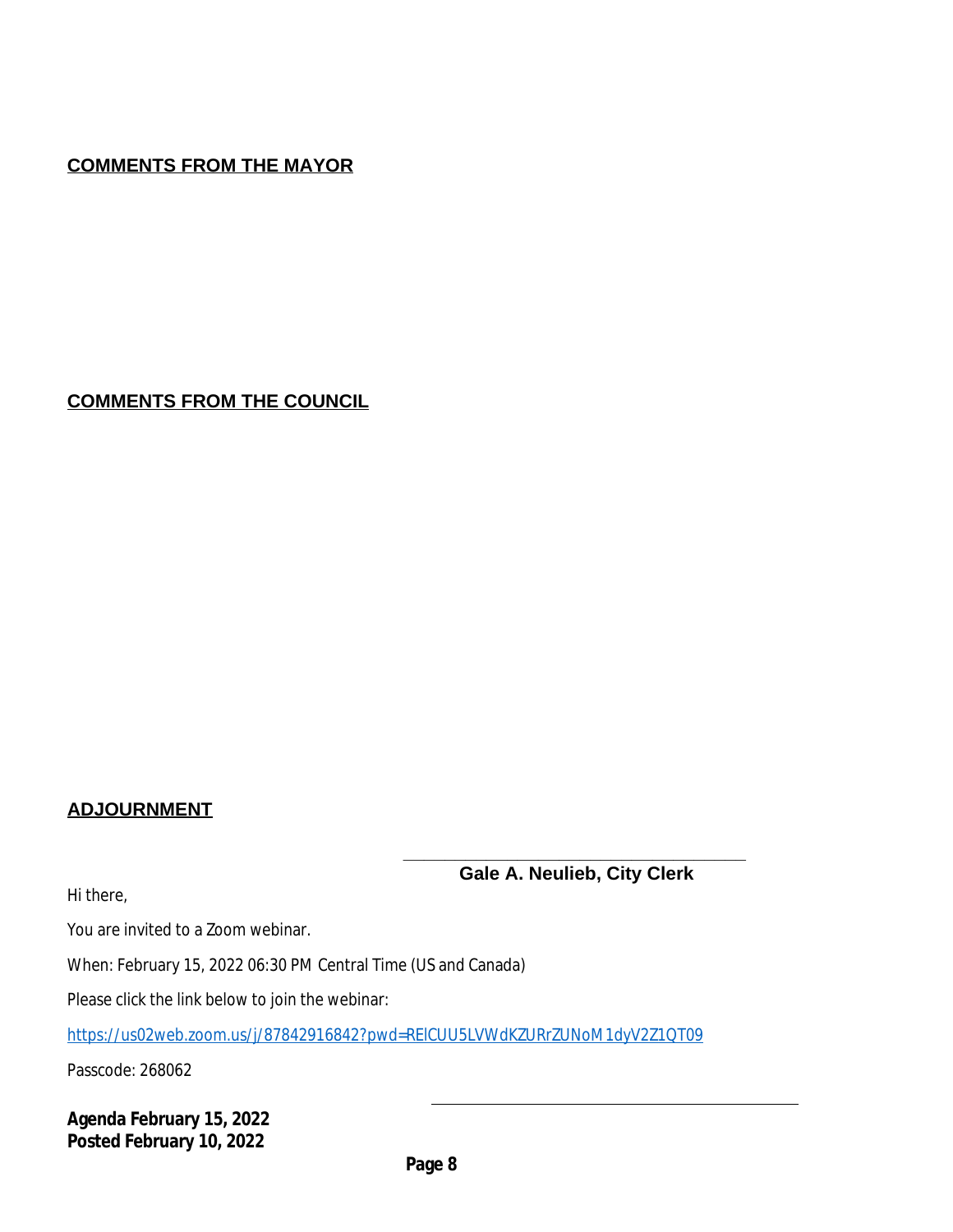## COMMENTS FROM THE MAYOR

## COMMENTS FROM THE COUNCIL

## ADJOURNMENT

\_\_\_\_\_\_\_\_\_\_\_\_\_\_\_\_\_\_\_\_\_\_\_\_\_\_\_\_\_\_\_\_\_\_\_\_\_\_\_\_

**Gale A. Neulieb, City Clerk**

Hi there,

You are invited to a Zoom webinar.

When: February 15, 2022 06:30 PM Central Time (US and Canada)

Please click the link below to join the webinar:

https://us02web.zoom.us/j/87842916842?pwd=REICUU5LVWdKZURrZUNoM1dyV2Z1QT09

Passcode: 268062

**Agenda February 15, 2022**
**Posted February 10, 2022**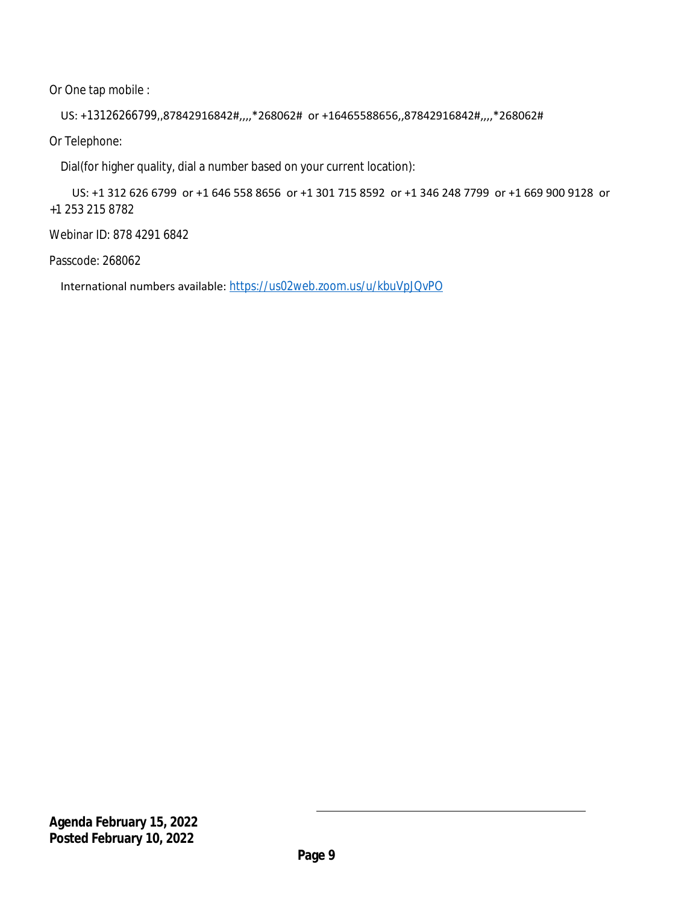Or One tap mobile :

US: +13126266799,,87842916842#,,,,*268062# or +16465588656,,87842916842#,,,,*268062#

Or Telephone:

Dial(for higher quality, dial a number based on your current location):

US: +1 312 626 6799 or +1 646 558 8656 or +1 301 715 8592 or +1 346 248 7799 or +1 669 900 9128 or +1 253 215 8782

Webinar ID: 878 4291 6842

Passcode: 268062

International numbers available: https://us02web.zoom.us/u/kbuVpJQvPO